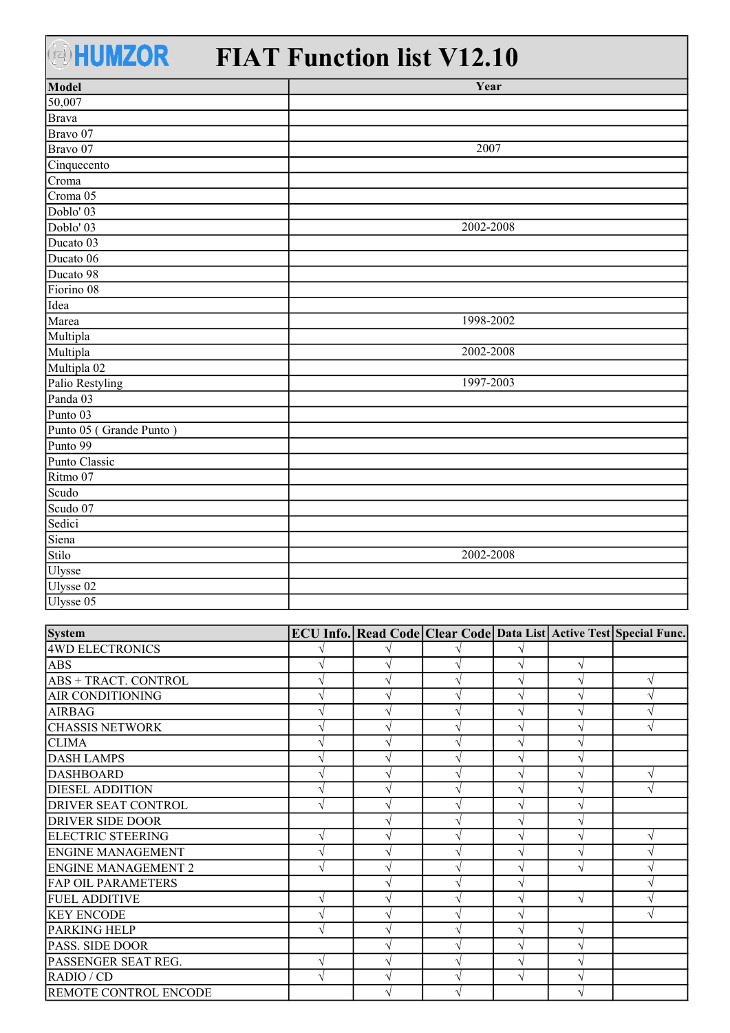# HUMZOR FIAT Function list V12.10

| Model | Year |
|---|---|
| 50,007 | |
| Brava | |
| Bravo 07 | |
| Bravo 07 | 2007 |
| Cinquecento | |
| Croma | |
| Croma 05 | |
| Doblo' 03 | |
| Doblo' 03 | 2002-2008 |
| Ducato 03 | |
| Ducato 06 | |
| Ducato 98 | |
| Fiorino 08 | |
| Idea | |
| Marea | 1998-2002 |
| Multipla | |
| Multipla | 2002-2008 |
| Multipla 02 | |
| Palio Restyling | 1997-2003 |
| Panda 03 | |
| Punto 03 | |
| Punto 05 ( Grande Punto ) | |
| Punto 99 | |
| Punto Classic | |
| Ritmo 07 | |
| Scudo | |
| Scudo 07 | |
| Sedici | |
| Siena | |
| Stilo | 2002-2008 |
| Ulysse | |
| Ulysse 02 | |
| Ulysse 05 | |

| System | ECU Info. | Read Code | Clear Code | Data List | Active Test | Special Func. |
|---|---|---|---|---|---|---|
| 4WD ELECTRONICS | √ | √ | √ | √ | | |
| ABS | √ | √ | √ | √ | √ | |
| ABS + TRACT. CONTROL | √ | √ | √ | √ | √ | √ |
| AIR CONDITIONING | √ | √ | √ | √ | √ | √ |
| AIRBAG | √ | √ | √ | √ | √ | √ |
| CHASSIS NETWORK | √ | √ | √ | √ | √ | √ |
| CLIMA | √ | √ | √ | √ | √ | |
| DASH LAMPS | √ | √ | √ | √ | √ | |
| DASHBOARD | √ | √ | √ | √ | √ | √ |
| DIESEL ADDITION | √ | √ | √ | √ | √ | √ |
| DRIVER SEAT CONTROL | √ | √ | √ | √ | √ | |
| DRIVER SIDE DOOR | | √ | √ | √ | √ | |
| ELECTRIC STEERING | √ | √ | √ | √ | √ | √ |
| ENGINE MANAGEMENT | √ | √ | √ | √ | √ | √ |
| ENGINE MANAGEMENT 2 | √ | √ | √ | √ | √ | √ |
| FAP OIL PARAMETERS | | √ | √ | √ | | √ |
| FUEL ADDITIVE | √ | √ | √ | √ | √ | √ |
| KEY ENCODE | √ | √ | √ | √ | | √ |
| PARKING HELP | √ | √ | √ | √ | √ | |
| PASS. SIDE DOOR | | √ | √ | √ | √ | |
| PASSENGER SEAT REG. | √ | √ | √ | √ | √ | |
| RADIO / CD | √ | √ | √ | √ | √ | |
| REMOTE CONTROL ENCODE | | √ | √ | | √ | |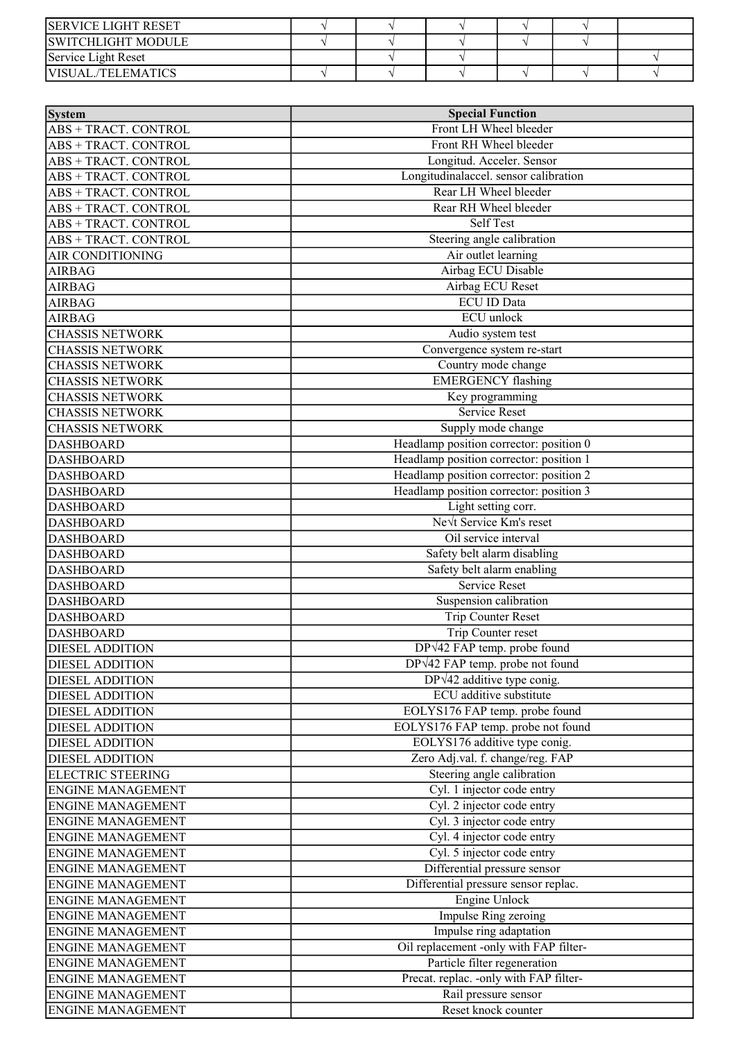| | | | | | | |
|---|---|---|---|---|---|---|
| SERVICE LIGHT RESET | √ | √ | √ | √ | √ | |
| SWITCHLIGHT MODULE | √ | √ | √ | √ | √ | |
| Service Light Reset | | √ | √ | | | √ |
| VISUAL./TELEMATICS | √ | √ | √ | √ | √ | √ |

| System | Special Function |
|---|---|
| ABS + TRACT. CONTROL | Front LH Wheel bleeder |
| ABS + TRACT. CONTROL | Front RH Wheel bleeder |
| ABS + TRACT. CONTROL | Longitud. Acceler. Sensor |
| ABS + TRACT. CONTROL | Longitudinalaccel. sensor calibration |
| ABS + TRACT. CONTROL | Rear LH Wheel bleeder |
| ABS + TRACT. CONTROL | Rear RH Wheel bleeder |
| ABS + TRACT. CONTROL | Self Test |
| ABS + TRACT. CONTROL | Steering angle calibration |
| AIR CONDITIONING | Air outlet learning |
| AIRBAG | Airbag ECU Disable |
| AIRBAG | Airbag ECU Reset |
| AIRBAG | ECU ID Data |
| AIRBAG | ECU unlock |
| CHASSIS NETWORK | Audio system test |
| CHASSIS NETWORK | Convergence system re-start |
| CHASSIS NETWORK | Country mode change |
| CHASSIS NETWORK | EMERGENCY flashing |
| CHASSIS NETWORK | Key programming |
| CHASSIS NETWORK | Service Reset |
| CHASSIS NETWORK | Supply mode change |
| DASHBOARD | Headlamp position corrector: position 0 |
| DASHBOARD | Headlamp position corrector: position 1 |
| DASHBOARD | Headlamp position corrector: position 2 |
| DASHBOARD | Headlamp position corrector: position 3 |
| DASHBOARD | Light setting corr. |
| DASHBOARD | Ne√t Service Km's reset |
| DASHBOARD | Oil service interval |
| DASHBOARD | Safety belt alarm disabling |
| DASHBOARD | Safety belt alarm enabling |
| DASHBOARD | Service Reset |
| DASHBOARD | Suspension calibration |
| DASHBOARD | Trip Counter Reset |
| DASHBOARD | Trip Counter reset |
| DIESEL ADDITION | DP√42 FAP temp. probe found |
| DIESEL ADDITION | DP√42 FAP temp. probe not found |
| DIESEL ADDITION | DP√42 additive type conig. |
| DIESEL ADDITION | ECU additive substitute |
| DIESEL ADDITION | EOLYS176 FAP temp. probe found |
| DIESEL ADDITION | EOLYS176 FAP temp. probe not found |
| DIESEL ADDITION | EOLYS176 additive type conig. |
| DIESEL ADDITION | Zero Adj.val. f. change/reg. FAP |
| ELECTRIC STEERING | Steering angle calibration |
| ENGINE MANAGEMENT | Cyl. 1 injector code entry |
| ENGINE MANAGEMENT | Cyl. 2 injector code entry |
| ENGINE MANAGEMENT | Cyl. 3 injector code entry |
| ENGINE MANAGEMENT | Cyl. 4 injector code entry |
| ENGINE MANAGEMENT | Cyl. 5 injector code entry |
| ENGINE MANAGEMENT | Differential pressure sensor |
| ENGINE MANAGEMENT | Differential pressure sensor replac. |
| ENGINE MANAGEMENT | Engine Unlock |
| ENGINE MANAGEMENT | Impulse Ring zeroing |
| ENGINE MANAGEMENT | Impulse ring adaptation |
| ENGINE MANAGEMENT | Oil replacement -only with FAP filter- |
| ENGINE MANAGEMENT | Particle filter regeneration |
| ENGINE MANAGEMENT | Precat. replac. -only with FAP filter- |
| ENGINE MANAGEMENT | Rail pressure sensor |
| ENGINE MANAGEMENT | Reset knock counter |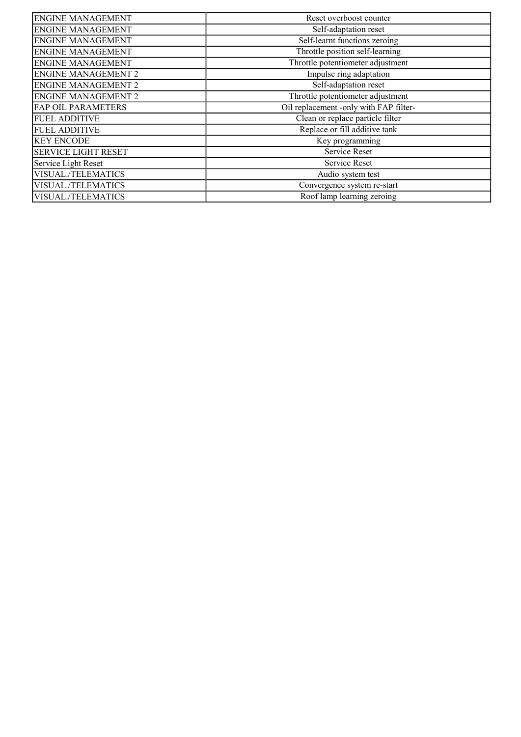| | |
|---|---|
| ENGINE MANAGEMENT | Reset overboost counter |
| ENGINE MANAGEMENT | Self-adaptation reset |
| ENGINE MANAGEMENT | Self-learnt functions zeroing |
| ENGINE MANAGEMENT | Throttle position self-learning |
| ENGINE MANAGEMENT | Throttle potentiometer adjustment |
| ENGINE MANAGEMENT 2 | Impulse ring adaptation |
| ENGINE MANAGEMENT 2 | Self-adaptation reset |
| ENGINE MANAGEMENT 2 | Throttle potentiometer adjustment |
| FAP OIL PARAMETERS | Oil replacement -only with FAP filter- |
| FUEL ADDITIVE | Clean or replace particle filter |
| FUEL ADDITIVE | Replace or fill additive tank |
| KEY ENCODE | Key programming |
| SERVICE LIGHT RESET | Service Reset |
| Service Light Reset | Service Reset |
| VISUAL./TELEMATICS | Audio system test |
| VISUAL./TELEMATICS | Convergence system re-start |
| VISUAL./TELEMATICS | Roof lamp learning zeroing |